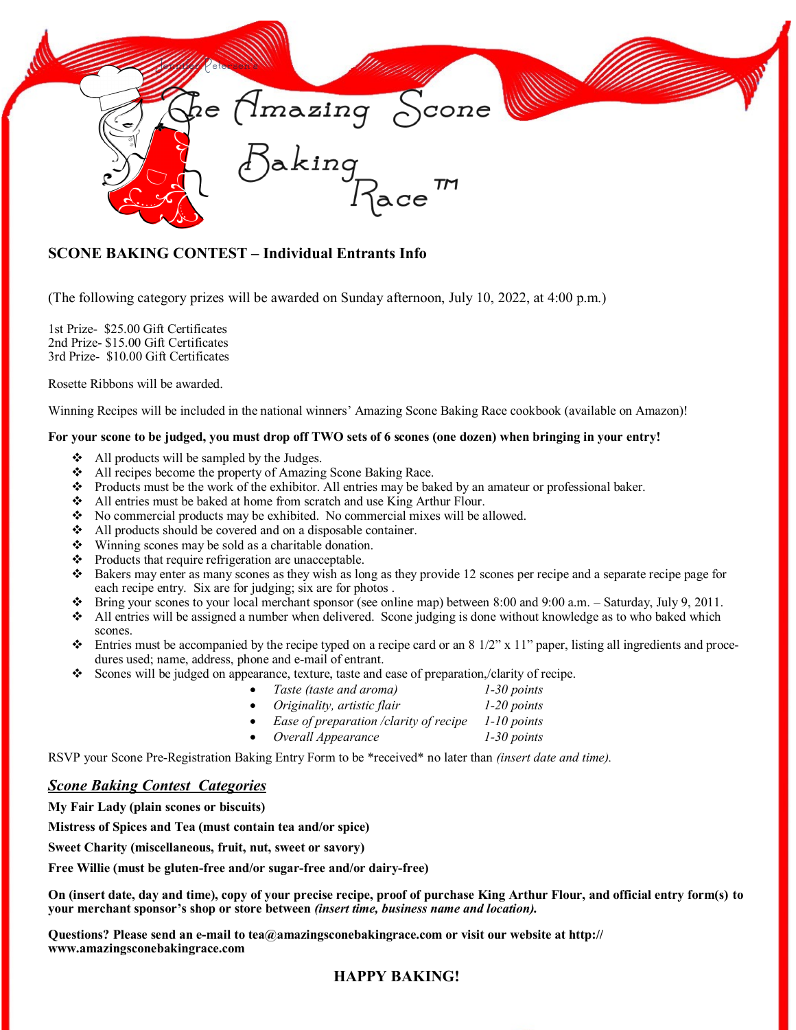# The Amazing Scone Baking Race™

## SCONE BAKING CONTEST – Individual Entrants Info

(The following category prizes will be awarded on Sunday afternoon, July 10, 2022, at 4:00 p.m.)

1st Prize- $25.00 Gift Certificates
2nd Prize- $15.00 Gift Certificates
3rd Prize- $10.00 Gift Certificates

Rosette Ribbons will be awarded.

Winning Recipes will be included in the national winners' Amazing Scone Baking Race cookbook (available on Amazon)!

**For your scone to be judged, you must drop off TWO sets of 6 scones (one dozen) when bringing in your entry!**

- All products will be sampled by the Judges.
- All recipes become the property of Amazing Scone Baking Race.
- Products must be the work of the exhibitor. All entries may be baked by an amateur or professional baker.
- All entries must be baked at home from scratch and use King Arthur Flour.
- No commercial products may be exhibited. No commercial mixes will be allowed.
- All products should be covered and on a disposable container.
- Winning scones may be sold as a charitable donation.
- Products that require refrigeration are unacceptable.
- Bakers may enter as many scones as they wish as long as they provide 12 scones per recipe and a separate recipe page for each recipe entry. Six are for judging; six are for photos .
- Bring your scones to your local merchant sponsor (see online map) between 8:00 and 9:00 a.m. – Saturday, July 9, 2011.
- All entries will be assigned a number when delivered. Scone judging is done without knowledge as to who baked which scones.
- Entries must be accompanied by the recipe typed on a recipe card or an 8 1/2" x 11" paper, listing all ingredients and procedures used; name, address, phone and e-mail of entrant.
- Scones will be judged on appearance, texture, taste and ease of preparation,/clarity of recipe.
    - *Taste (taste and aroma)* *1-30 points*
    - *Originality, artistic flair* *1-20 points*
    - *Ease of preparation /clarity of recipe* *1-10 points*
    - *Overall Appearance* *1-30 points*

RSVP your Scone Pre-Registration Baking Entry Form to be *received* no later than *(insert date and time).*

### ***Scone Baking Contest Categories***

**My Fair Lady (plain scones or biscuits)**

**Mistress of Spices and Tea (must contain tea and/or spice)**

**Sweet Charity (miscellaneous, fruit, nut, sweet or savory)**

**Free Willie (must be gluten-free and/or sugar-free and/or dairy-free)**

**On (insert date, day and time), copy of your precise recipe, proof of purchase King Arthur Flour, and official entry form(s) to your merchant sponsor's shop or store between *(insert time, business name and location).***

**Questions? Please send an e-mail to tea@amazingsconebakingrace.com or visit our website at http://www.amazingsconebakingrace.com**

**HAPPY BAKING!**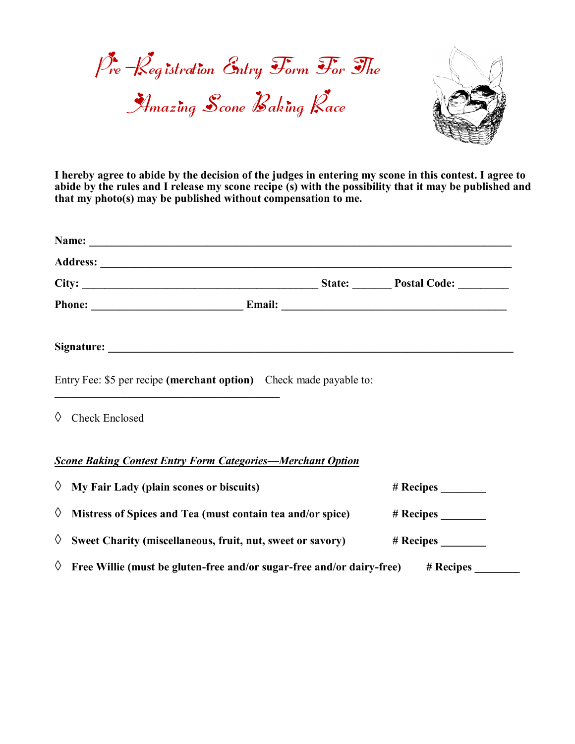# Pre-Registration Entry Form For The Amazing Scone Baking Race

**I hereby agree to abide by the decision of the judges in entering my scone in this contest. I agree to abide by the rules and I release my scone recipe (s) with the possibility that it may be published and that my photo(s) may be published without compensation to me.**

**Name:** ____________________________________________________________________________

**Address:** __________________________________________________________________________

**City:** ___________________________________________ **State:** _______ **Postal Code:** _________

**Phone:** ___________________________ **Email:** _________________________________________

**Signature:** _________________________________________________________________________

Entry Fee: $5 per recipe **(merchant option)** Check made payable to: ________________________________________

◊ Check Enclosed

***Scone Baking Contest Entry Form Categories—Merchant Option***

◊ **My Fair Lady (plain scones or biscuits)** **# Recipes** ________

◊ **Mistress of Spices and Tea (must contain tea and/or spice)** **# Recipes** ________

◊ **Sweet Charity (miscellaneous, fruit, nut, sweet or savory)** **# Recipes** ________

◊ **Free Willie (must be gluten-free and/or sugar-free and/or dairy-free)** **# Recipes** ________